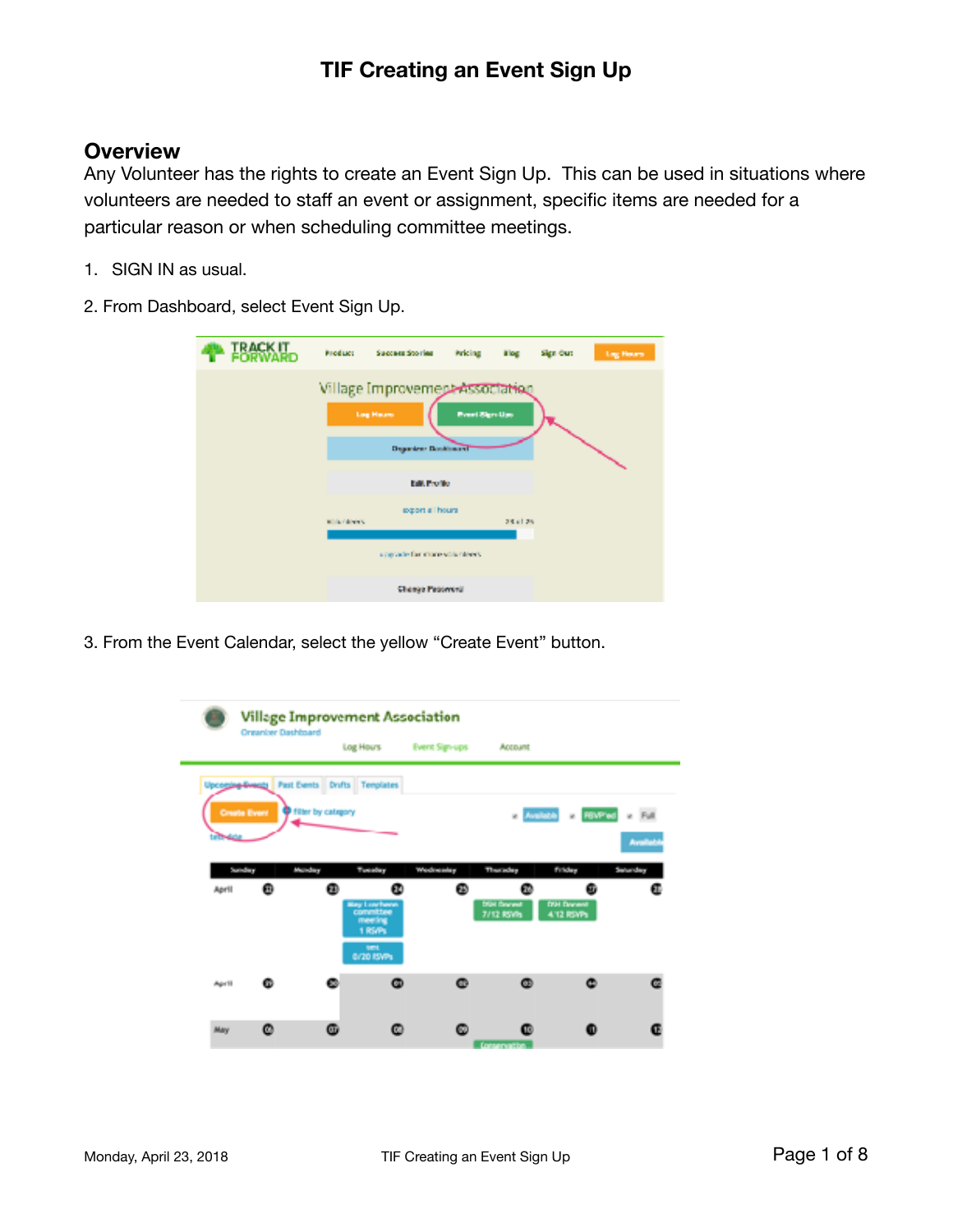# TIF Creating an Event Sign Up

## Overview

Any Volunteer has the rights to create an Event Sign Up. This can be used in situations where volunteers are needed to staff an event or assignment, specific items are needed for a particular reason or when scheduling committee meetings.

1. SIGN IN as usual.

2. From Dashboard, select Event Sign Up.

3. From the Event Calendar, select the yellow "Create Event" button.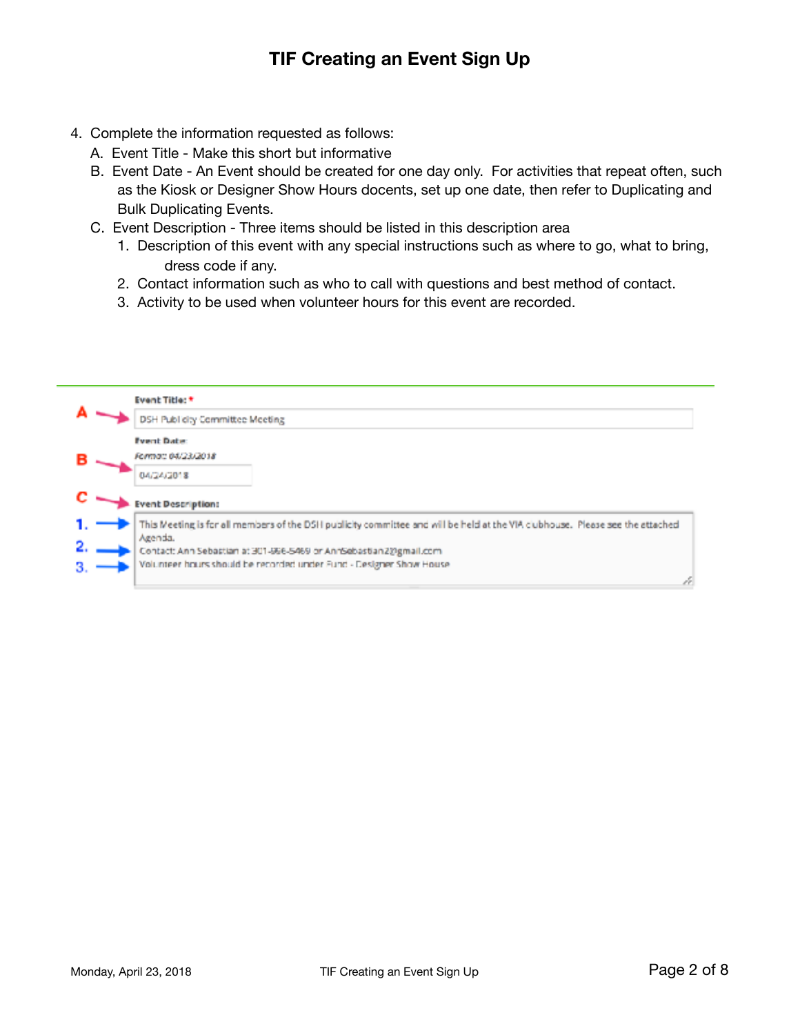# TIF Creating an Event Sign Up

4. Complete the information requested as follows:
   - A. Event Title - Make this short but informative
   - B. Event Date - An Event should be created for one day only. For activities that repeat often, such as the Kiosk or Designer Show Hours docents, set up one date, then refer to Duplicating and Bulk Duplicating Events.
   - C. Event Description - Three items should be listed in this description area
     1. Description of this event with any special instructions such as where to go, what to bring, dress code if any.
     2. Contact information such as who to call with questions and best method of contact.
     3. Activity to be used when volunteer hours for this event are recorded.

A → **Event Title:** *

DSH Publicity Committee Meeting

B → **Event Date:**

*Format: 04/23/2018*

04/24/2018

C → **Event Description:**

1. → This Meeting is for all members of the DSH publicity committee and will be held at the VIA clubhouse. Please see the attached Agenda.
2. → Contact: Ann Sebastian at 301-856-5469 or AnnSebastian2@gmail.com
3. → Volunteer hours should be recorded under Fund - Designer Show House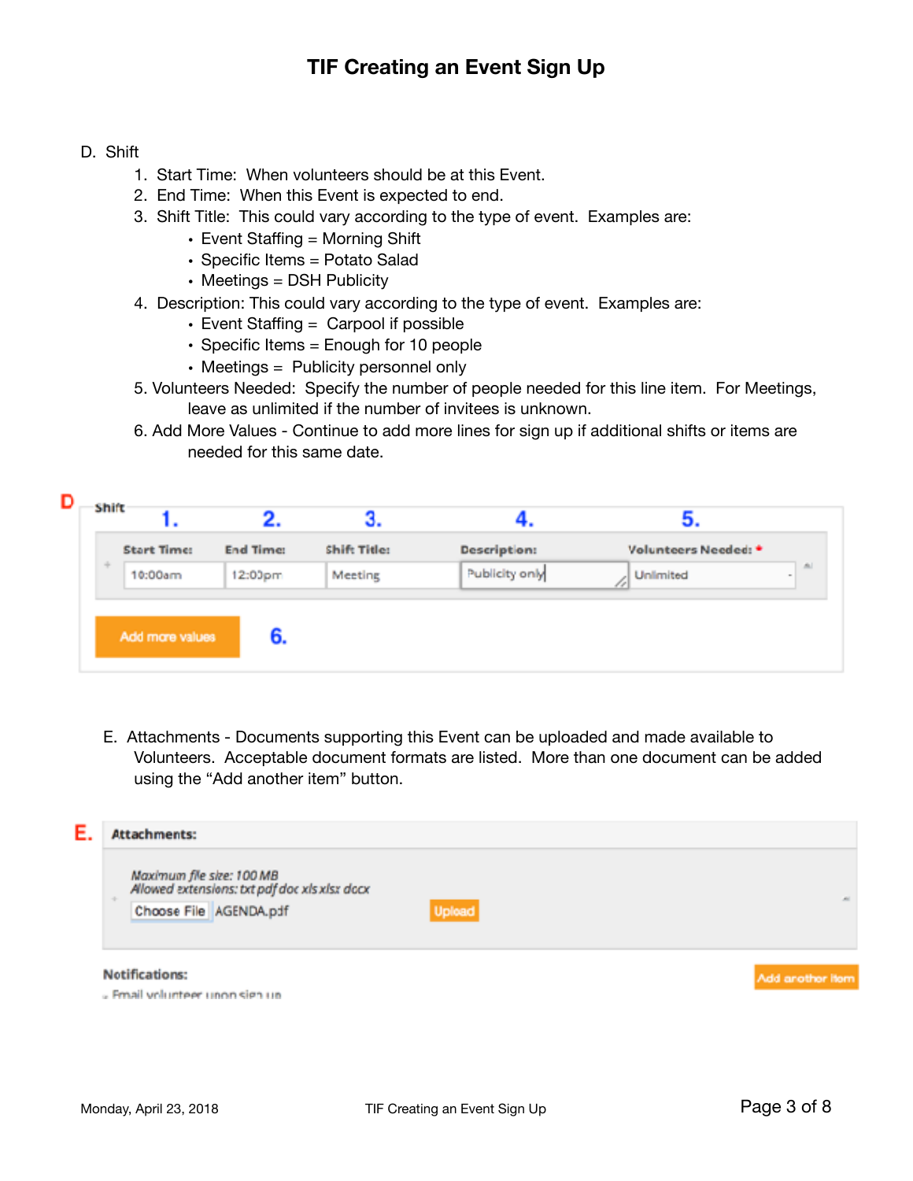D. Shift

1. Start Time: When volunteers should be at this Event.
2. End Time: When this Event is expected to end.
3. Shift Title: This could vary according to the type of event. Examples are:
   - Event Staffing = Morning Shift
   - Specific Items = Potato Salad
   - Meetings = DSH Publicity
4. Description: This could vary according to the type of event. Examples are:
   - Event Staffing = Carpool if possible
   - Specific Items = Enough for 10 people
   - Meetings = Publicity personnel only
5. Volunteers Needed: Specify the number of people needed for this line item. For Meetings, leave as unlimited if the number of invitees is unknown.
6. Add More Values - Continue to add more lines for sign up if additional shifts or items are needed for this same date.

**D** Shift

| 1. Start Time: | 2. End Time: | 3. Shift Title: | 4. Description: | 5. Volunteers Needed: * |
|---|---|---|---|---|
| 10:00am | 12:00pm | Meeting | Publicity only | Unlimited |

Add more values **6.**

E. Attachments - Documents supporting this Event can be uploaded and made available to Volunteers. Acceptable document formats are listed. More than one document can be added using the "Add another item" button.

**E.** **Attachments:**

*Maximum file size: 100 MB*
*Allowed extensions: txt pdf doc xls xlsx docx*

Choose File AGENDA.pdf Upload

Add another item

**Notifications:**

- Email volunteer upon sign up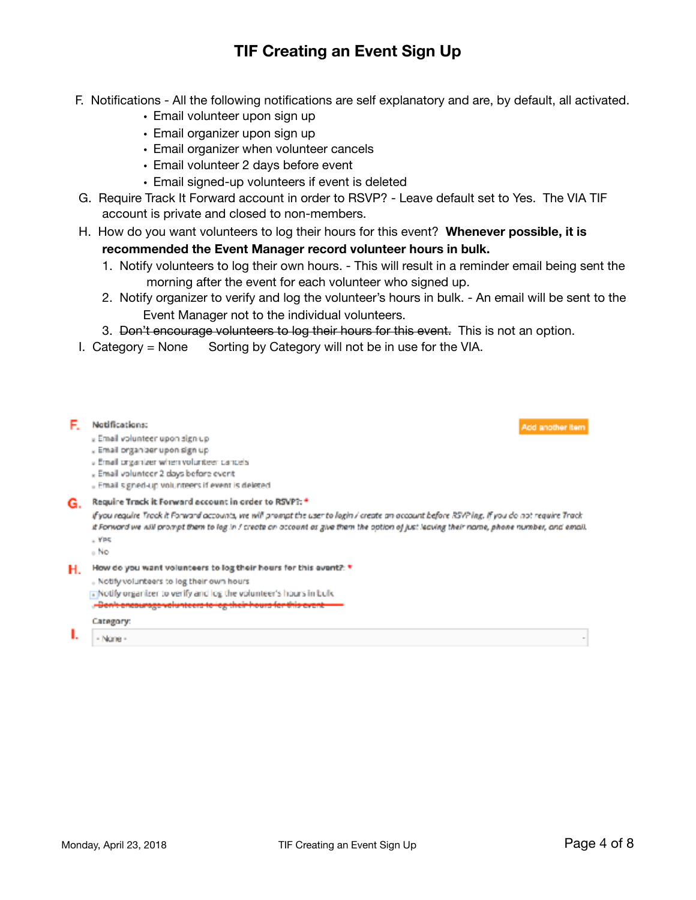# TIF Creating an Event Sign Up

F. Notifications - All the following notifications are self explanatory and are, by default, all activated.
- Email volunteer upon sign up
- Email organizer upon sign up
- Email organizer when volunteer cancels
- Email volunteer 2 days before event
- Email signed-up volunteers if event is deleted

G. Require Track It Forward account in order to RSVP? - Leave default set to Yes. The VIA TIF account is private and closed to non-members.

H. How do you want volunteers to log their hours for this event? **Whenever possible, it is recommended the Event Manager record volunteer hours in bulk.**
1. Notify volunteers to log their own hours. - This will result in a reminder email being sent the morning after the event for each volunteer who signed up.
2. Notify organizer to verify and log the volunteer's hours in bulk. - An email will be sent to the Event Manager not to the individual volunteers.
3. ~~Don't encourage volunteers to log their hours for this event.~~ This is not an option.

I. Category = None  Sorting by Category will not be in use for the VIA.

**F.** **Notifications:** [Add another item]
- Email volunteer upon sign up
- Email organizer upon sign up
- Email organizer when volunteer cancels
- Email volunteer 2 days before event
- Email signed-up volunteers if event is deleted

**G.** **Require Track It Forward account in order to RSVP?:** *

*If you require Track it Forward accounts, we will prompt the user to login / create an account before RSVPing. If you do not require Track it Forward we will prompt them to log in / create an account or give them the option of just leaving their name, phone number, and email.*
- Yes
- No

**H.** **How do you want volunteers to log their hours for this event?:** *
- Notify volunteers to log their own hours
- Notify organizer to verify and log the volunteer's hours in bulk
- ~~Don't encourage volunteers to log their hours for this event~~

**I.** Category:

- None -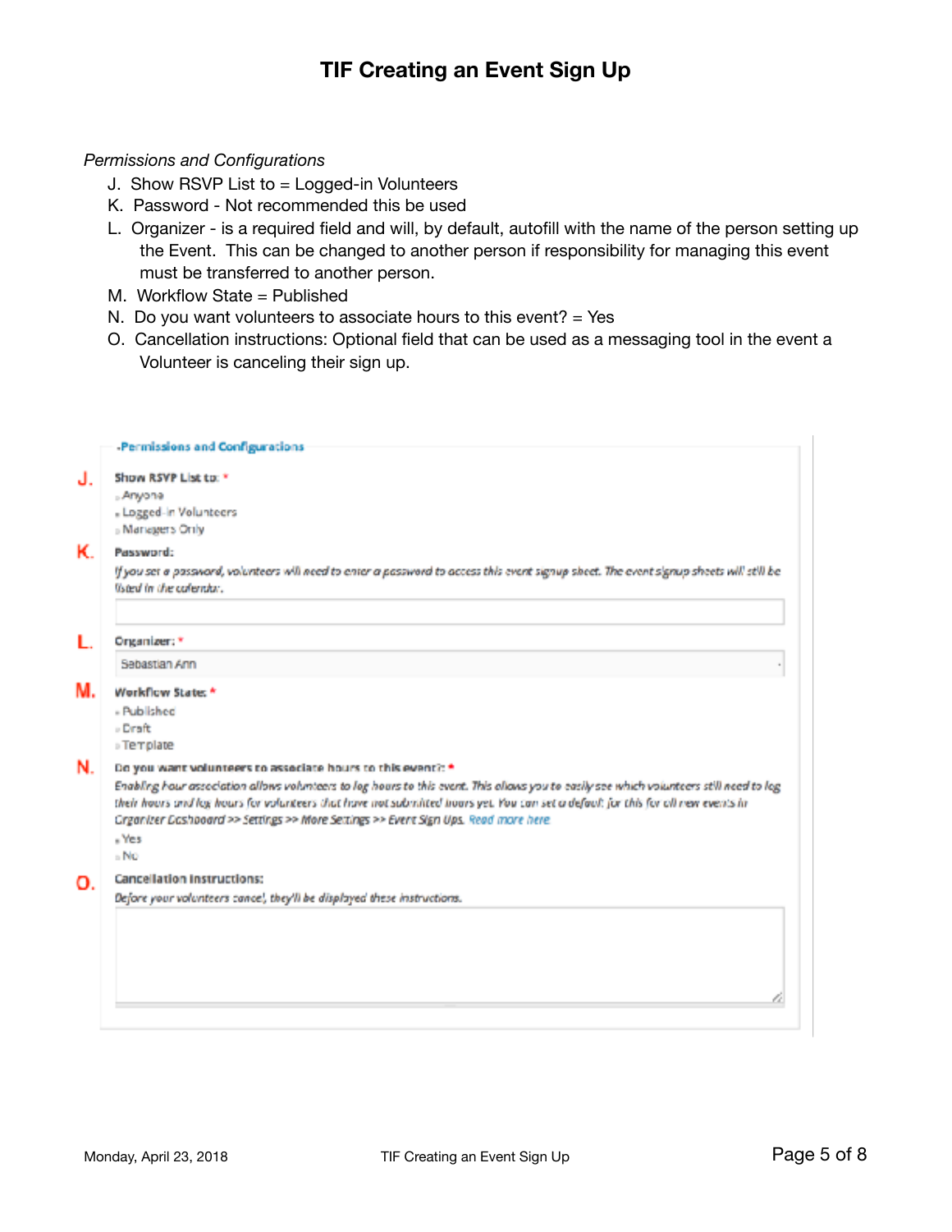# TIF Creating an Event Sign Up

*Permissions and Configurations*

J. Show RSVP List to = Logged-in Volunteers

K. Password - Not recommended this be used

L. Organizer - is a required field and will, by default, autofill with the name of the person setting up the Event. This can be changed to another person if responsibility for managing this event must be transferred to another person.

M. Workflow State = Published

N. Do you want volunteers to associate hours to this event? = Yes

O. Cancellation instructions: Optional field that can be used as a messaging tool in the event a Volunteer is canceling their sign up.

-Permissions and Configurations

J. **Show RSVP List to:** *

- Anyone
- Logged-in Volunteers
- Managers Only

K. **Password:**

*If you set a password, volunteers will need to enter a password to access this event signup sheet. The event signup sheets will still be listed in the calendar.*

L. **Organizer:** *

Sebastian Ann

M. **Workflow State:** *

- Published
- Draft
- Template

N. **Do you want volunteers to associate hours to this event?:** *

*Enabling hour association allows volunteers to log hours to this event. This allows you to easily see which volunteers still need to log their hours and log hours for volunteers that have not submitted hours yet. You can set a default for this for all new events in Organizer Dashboard >> Settings >> More Settings >> Event Sign Ups.* Read more here

- Yes
- No

O. **Cancellation Instructions:**

*Before your volunteers cancel, they'll be displayed these instructions.*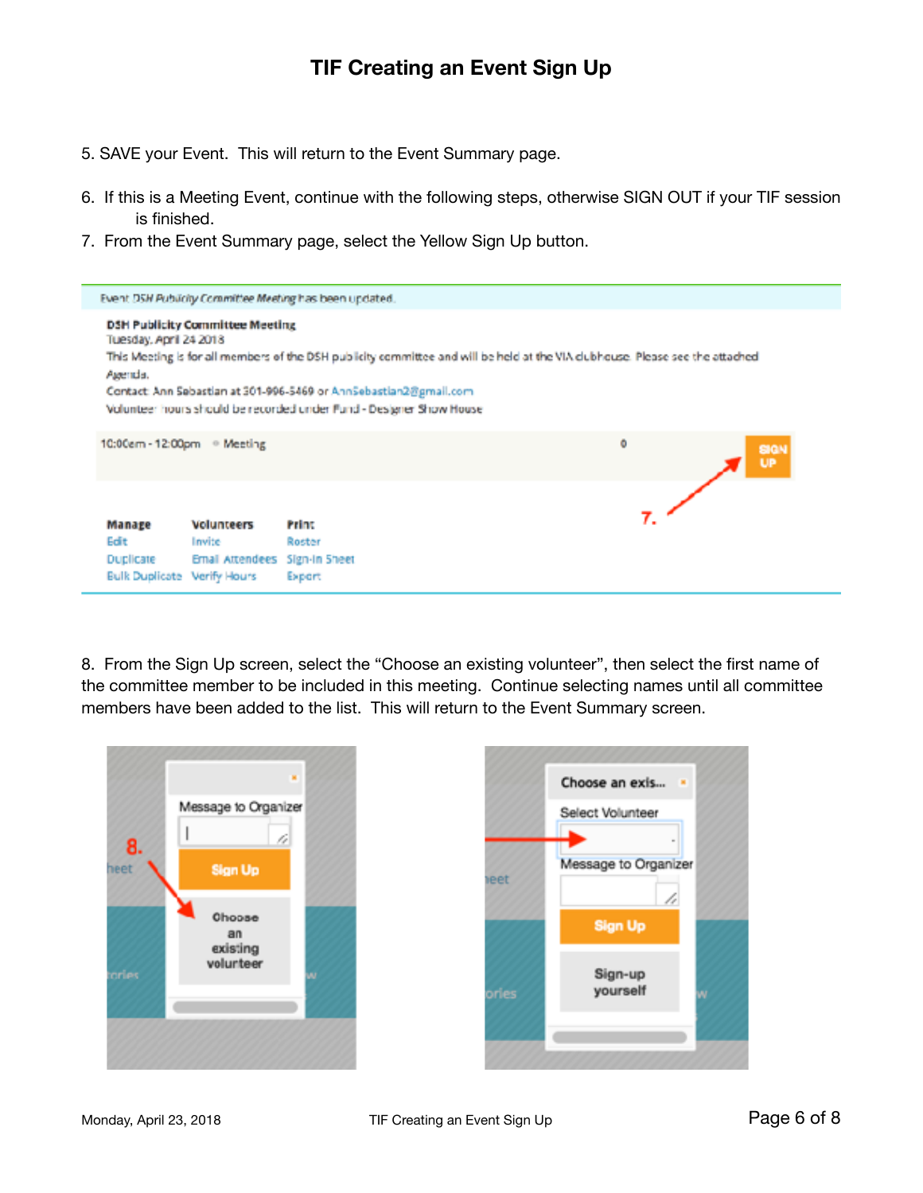# TIF Creating an Event Sign Up

5. SAVE your Event. This will return to the Event Summary page.

6. If this is a Meeting Event, continue with the following steps, otherwise SIGN OUT if your TIF session is finished.

7. From the Event Summary page, select the Yellow Sign Up button.

8. From the Sign Up screen, select the "Choose an existing volunteer", then select the first name of the committee member to be included in this meeting. Continue selecting names until all committee members have been added to the list. This will return to the Event Summary screen.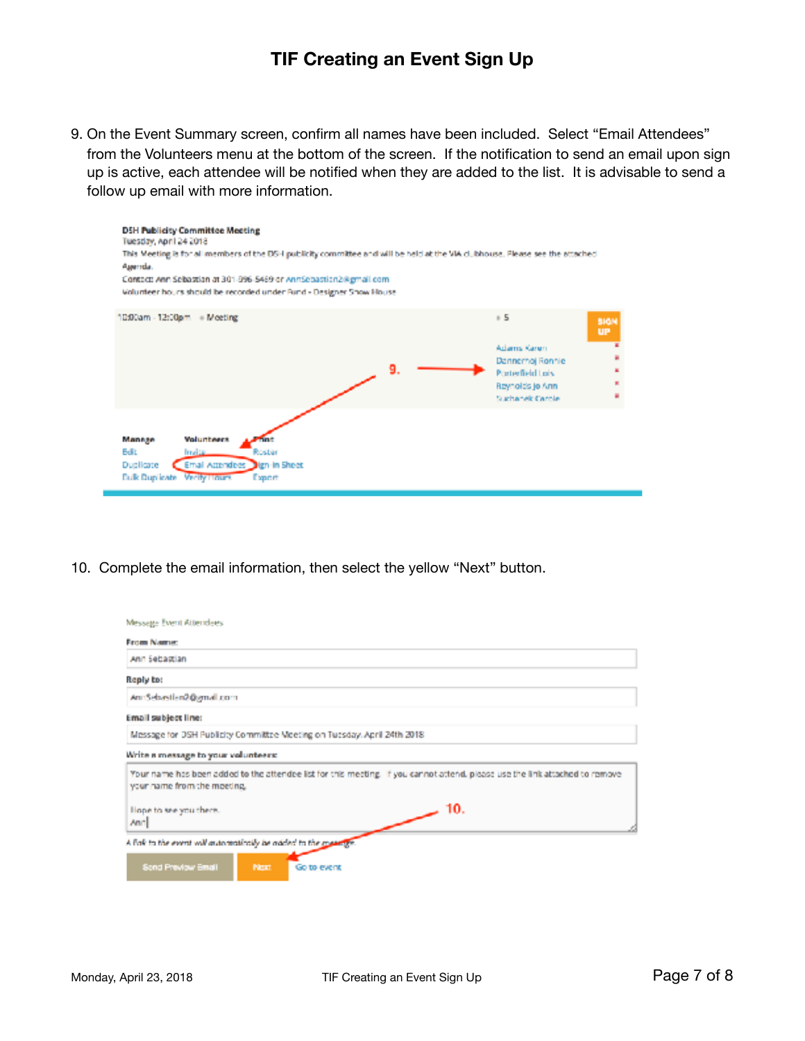9. On the Event Summary screen, confirm all names have been included. Select “Email Attendees” from the Volunteers menu at the bottom of the screen. If the notification to send an email upon sign up is active, each attendee will be notified when they are added to the list. It is advisable to send a follow up email with more information.

10. Complete the email information, then select the yellow “Next” button.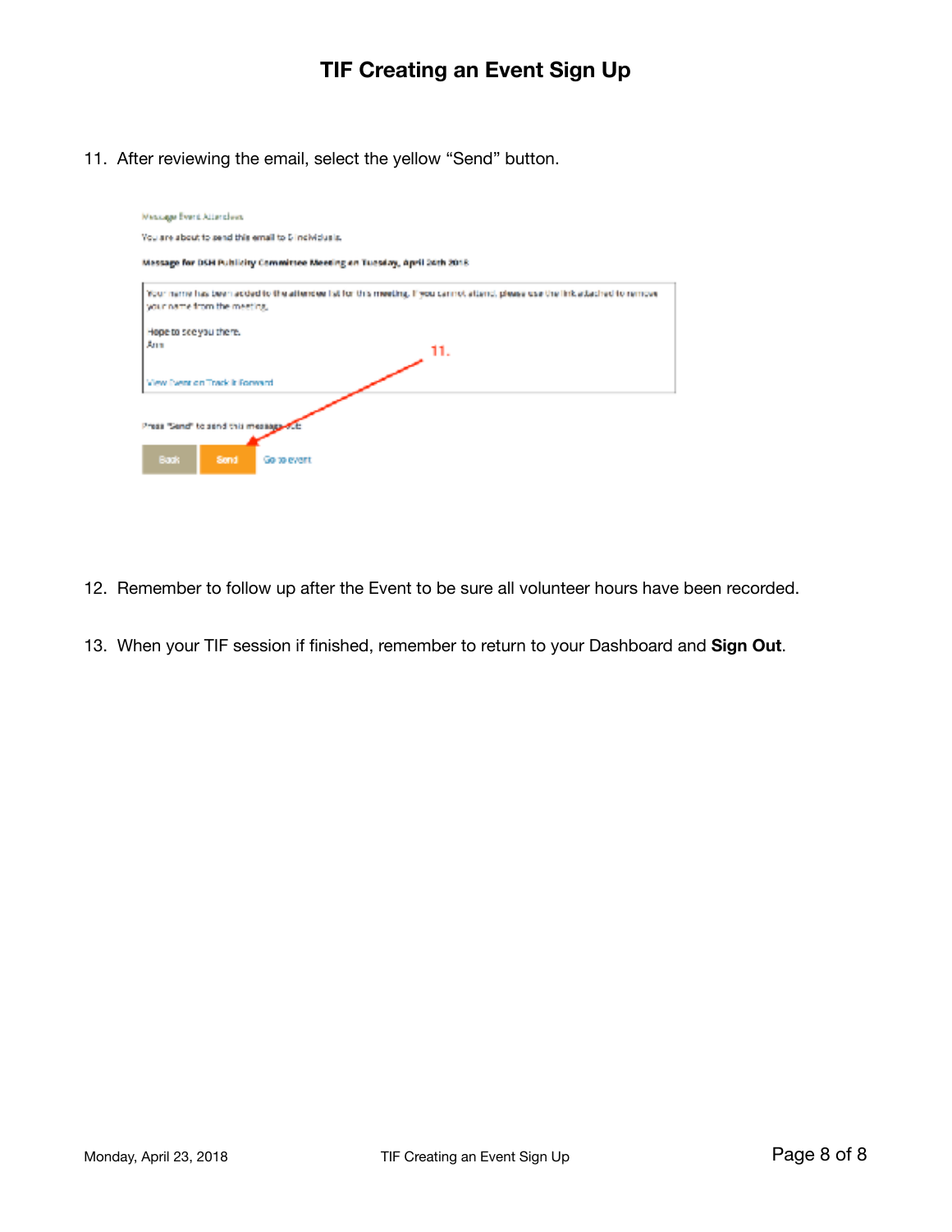11. After reviewing the email, select the yellow “Send” button.

12. Remember to follow up after the Event to be sure all volunteer hours have been recorded.

13. When your TIF session if finished, remember to return to your Dashboard and **Sign Out**.